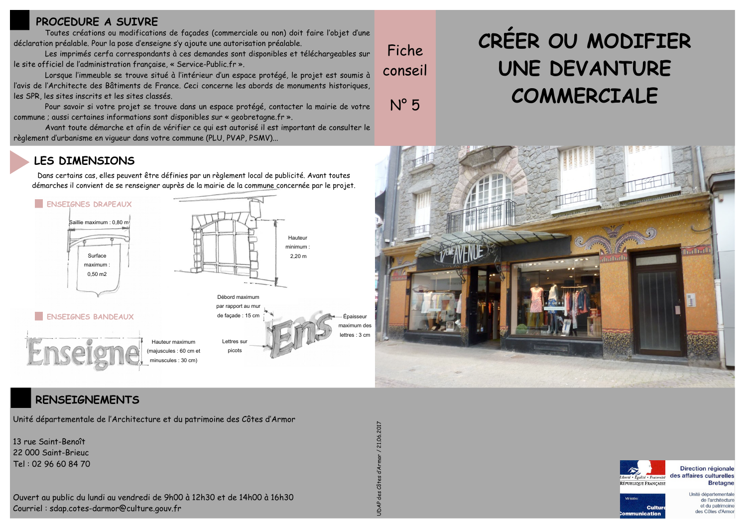# CRÉER OU MODIFIER UNE DEVANTURE COMMERCIALE

Fiche conseil

N° 5

## PROCEDURE A SUIVRE

Toutes créations ou modifications de façades (commerciale ou non) doit faire l'objet d'une déclaration préalable. Pour la pose d'enseigne s'y ajoute une autorisation préalable.

Les imprimés cerfa correspondants à ces demandes sont disponibles et téléchargeables sur le site officiel de l'administration française, « Service-Public.fr ».

Lorsque l'immeuble se trouve situé à l'intérieur d'un espace protégé, le projet est soumis à l'avis de l'Architecte des Bâtiments de France. Ceci concerne les abords de monuments historiques, les SPR, les sites inscrits et les sites classés.

Pour savoir si votre projet se trouve dans un espace protégé, contacter la mairie de votre commune ; aussi certaines informations sont disponibles sur « geobretagne.fr ».

Avant toute démarche et afin de vérifier ce qui est autorisé il est important de consulter le règlement d'urbanisme en vigueur dans votre commune (PLU, PVAP, PSMV)...

## LES DIMENSIONS

Dans certains cas, elles peuvent être définies par un règlement local de publicité. Avant toutes démarches il convient de se renseigner auprès de la mairie de la commune concernée par le projet.

### ENSEIGNES DRAPEAUX

Saillie maximum : 0,80 m

Surface maximum : 0,50 m2

Hauteur minimum : 2,20 m

### ENSEIGNES BANDEAUX

Hauteur maximum (majuscules : 60 cm et minuscules : 30 cm)

Débord maximum par rapport au mur de façade : 15 cm

Lettres sur picots

Épaisseur maximum des lettres : 3 cm

## RENSEIGNEMENTS

Unité départementale de l'Architecture et du patrimoine des Côtes d'Armor

13 rue Saint-Benoît
22 000 Saint-Brieuc
Tel : 02 96 60 84 70

Ouvert au public du lundi au vendredi de 9h00 à 12h30 et de 14h00 à 16h30
Courriel : sdap.cotes-darmor@culture.gouv.fr

UDAP des Côtes d'Armor / 21.06.2017

Direction régionale des affaires culturelles Bretagne

Unité départementale de l'architecture et du patrimoine des Côtes d'Armor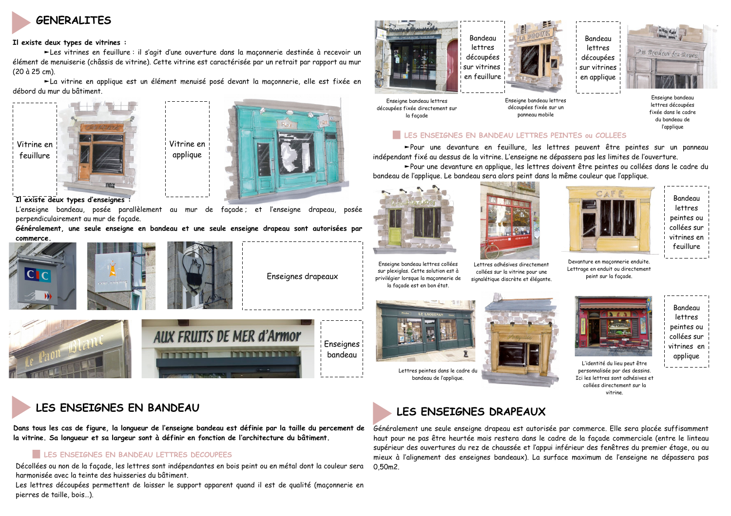## GENERALITES

**Il existe deux types de vitrines :**

►Les vitrines en feuillure : il s'agit d'une ouverture dans la maçonnerie destinée à recevoir un élément de menuiserie (châssis de vitrine). Cette vitrine est caractérisée par un retrait par rapport au mur (20 à 25 cm).

►La vitrine en applique est un élément menuisé posé devant la maçonnerie, elle est fixée en débord du mur du bâtiment.

Vitrine en feuillure

Vitrine en applique

**Il existe deux types d'enseignes :**

L'enseigne bandeau, posée parallèlement au mur de façade ; et l'enseigne drapeau, posée perpendiculairement au mur de façade.

**Généralement, une seule enseigne en bandeau et une seule enseigne drapeau sont autorisées par commerce.**

Enseignes drapeaux

Enseignes bandeau

## LES ENSEIGNES EN BANDEAU

**Dans tous les cas de figure, la longueur de l'enseigne bandeau est définie par la taille du percement de la vitrine. Sa longueur et sa largeur sont à définir en fonction de l'architecture du bâtiment.**

### LES ENSEIGNES EN BANDEAU LETTRES DECOUPEES

Décollées ou non de la façade, les lettres sont indépendantes en bois peint ou en métal dont la couleur sera harmonisée avec la teinte des huisseries du bâtiment.

Les lettres découpées permettent de laisser le support apparent quand il est de qualité (maçonnerie en pierres de taille, bois…).

Enseigne bandeau lettres découpées fixée directement sur la façade

Bandeau lettres découpées sur vitrines en feuillure

Enseigne bandeau lettres découpées fixée sur un panneau mobile

Bandeau lettres découpées sur vitrines en applique

Enseigne bandeau lettres découpées fixée dans le cadre du bandeau de l'applique

### LES ENSEIGNES EN BANDEAU LETTRES PEINTES ou COLLEES

►Pour une devanture en feuillure, les lettres peuvent être peintes sur un panneau indépendant fixé au dessus de la vitrine. L'enseigne ne dépassera pas les limites de l'ouverture.

►Pour une devanture en applique, les lettres doivent être peintes ou collées dans le cadre du bandeau de l'applique. Le bandeau sera alors peint dans la même couleur que l'applique.

Enseigne bandeau lettres collées sur plexiglas. Cette solution est à privilégier lorsque la maçonnerie de la façade est en bon état.

Lettres adhésives directement collées sur la vitrine pour une signalétique discrète et élégante.

Devanture en maçonnerie enduite. Lettrage en enduit ou directement peint sur la façade.

Bandeau lettres peintes ou collées sur vitrines en feuillure

Lettres peintes dans le cadre du bandeau de l'applique.

L'identité du lieu peut être personnalisée par des dessins. Ici les lettres sont adhésives et collées directement sur la vitrine.

Bandeau lettres peintes ou collées sur vitrines en applique

## LES ENSEIGNES DRAPEAUX

Généralement une seule enseigne drapeau est autorisée par commerce. Elle sera placée suffisamment haut pour ne pas être heurtée mais restera dans le cadre de la façade commerciale (entre le linteau supérieur des ouvertures du rez de chaussée et l'appui inférieur des fenêtres du premier étage, ou au mieux à l'alignement des enseignes bandeaux). La surface maximum de l'enseigne ne dépassera pas 0,50m2.